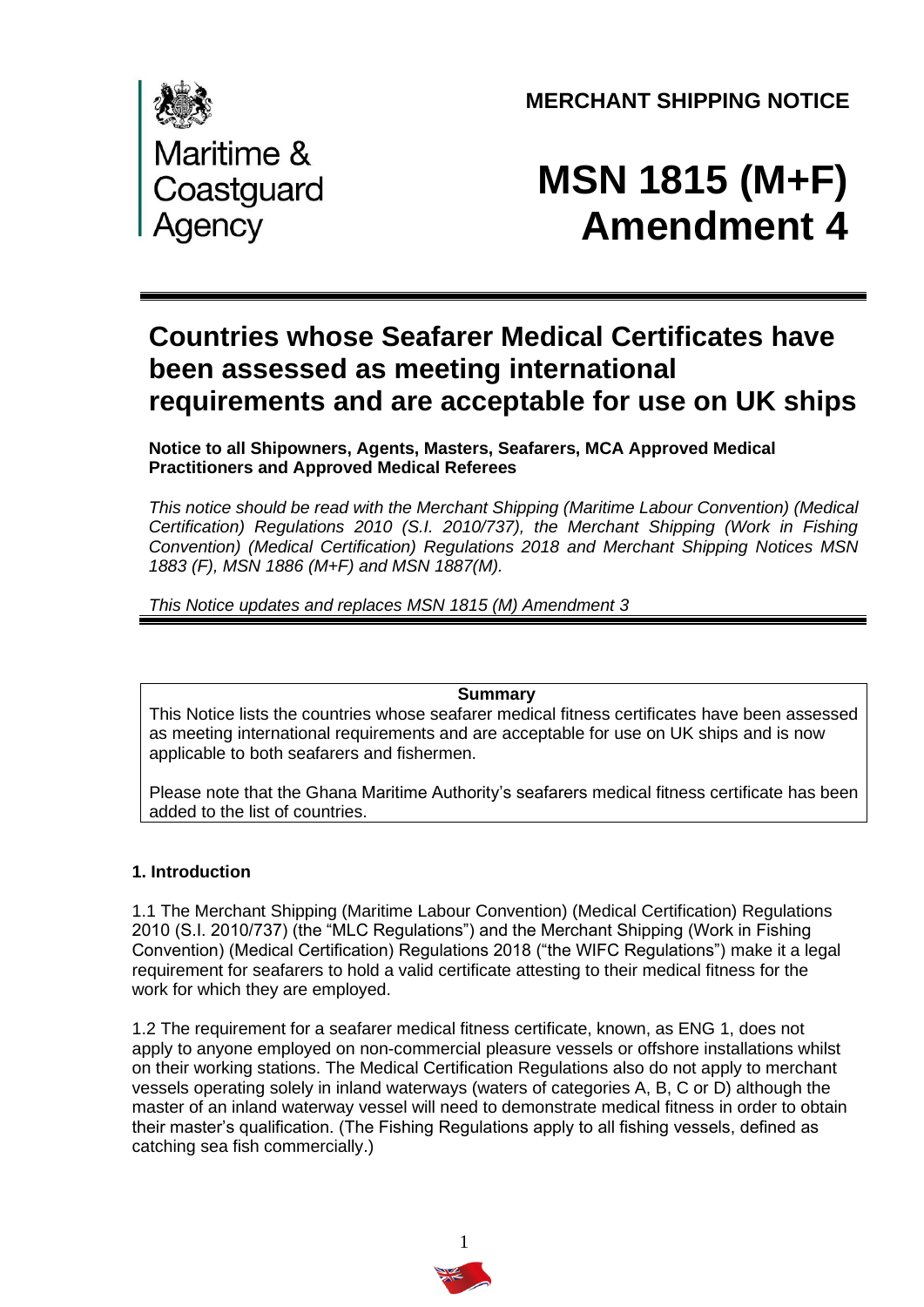Maritime & Coastguard Agency

**MERCHANT SHIPPING NOTICE**

# MSN 1815 (M+F) Amendment 4

## Countries whose Seafarer Medical Certificates have been assessed as meeting international requirements and are acceptable for use on UK ships

**Notice to all Shipowners, Agents, Masters, Seafarers, MCA Approved Medical Practitioners and Approved Medical Referees**

*This notice should be read with the Merchant Shipping (Maritime Labour Convention) (Medical Certification) Regulations 2010 (S.I. 2010/737), the Merchant Shipping (Work in Fishing Convention) (Medical Certification) Regulations 2018 and Merchant Shipping Notices MSN 1883 (F), MSN 1886 (M+F) and MSN 1887(M).*

*This Notice updates and replaces MSN 1815 (M) Amendment 3*

---

**Summary**

This Notice lists the countries whose seafarer medical fitness certificates have been assessed as meeting international requirements and are acceptable for use on UK ships and is now applicable to both seafarers and fishermen.

Please note that the Ghana Maritime Authority's seafarers medical fitness certificate has been added to the list of countries.

---

### 1. Introduction

1.1 The Merchant Shipping (Maritime Labour Convention) (Medical Certification) Regulations 2010 (S.I. 2010/737) (the "MLC Regulations") and the Merchant Shipping (Work in Fishing Convention) (Medical Certification) Regulations 2018 ("the WIFC Regulations") make it a legal requirement for seafarers to hold a valid certificate attesting to their medical fitness for the work for which they are employed.

1.2 The requirement for a seafarer medical fitness certificate, known, as ENG 1, does not apply to anyone employed on non-commercial pleasure vessels or offshore installations whilst on their working stations. The Medical Certification Regulations also do not apply to merchant vessels operating solely in inland waterways (waters of categories A, B, C or D) although the master of an inland waterway vessel will need to demonstrate medical fitness in order to obtain their master's qualification. (The Fishing Regulations apply to all fishing vessels, defined as catching sea fish commercially.)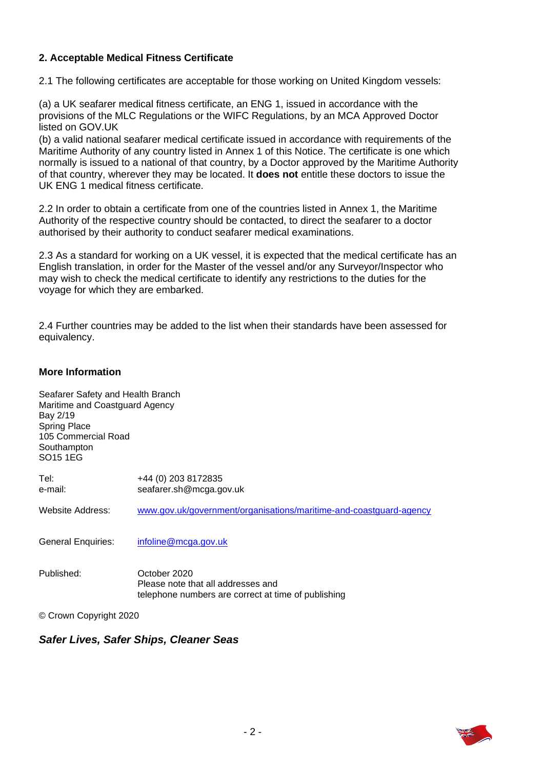## 2. Acceptable Medical Fitness Certificate

2.1 The following certificates are acceptable for those working on United Kingdom vessels:

(a) a UK seafarer medical fitness certificate, an ENG 1, issued in accordance with the provisions of the MLC Regulations or the WIFC Regulations, by an MCA Approved Doctor listed on GOV.UK

(b) a valid national seafarer medical certificate issued in accordance with requirements of the Maritime Authority of any country listed in Annex 1 of this Notice. The certificate is one which normally is issued to a national of that country, by a Doctor approved by the Maritime Authority of that country, wherever they may be located. It **does not** entitle these doctors to issue the UK ENG 1 medical fitness certificate.

2.2 In order to obtain a certificate from one of the countries listed in Annex 1, the Maritime Authority of the respective country should be contacted, to direct the seafarer to a doctor authorised by their authority to conduct seafarer medical examinations.

2.3 As a standard for working on a UK vessel, it is expected that the medical certificate has an English translation, in order for the Master of the vessel and/or any Surveyor/Inspector who may wish to check the medical certificate to identify any restrictions to the duties for the voyage for which they are embarked.

2.4 Further countries may be added to the list when their standards have been assessed for equivalency.

### More Information

Seafarer Safety and Health Branch
Maritime and Coastguard Agency
Bay 2/19
Spring Place
105 Commercial Road
Southampton
SO15 1EG

Tel: +44 (0) 203 8172835
e-mail: seafarer.sh@mcga.gov.uk

Website Address: www.gov.uk/government/organisations/maritime-and-coastguard-agency

General Enquiries: infoline@mcga.gov.uk

Published: October 2020
Please note that all addresses and telephone numbers are correct at time of publishing

© Crown Copyright 2020

***Safer Lives, Safer Ships, Cleaner Seas***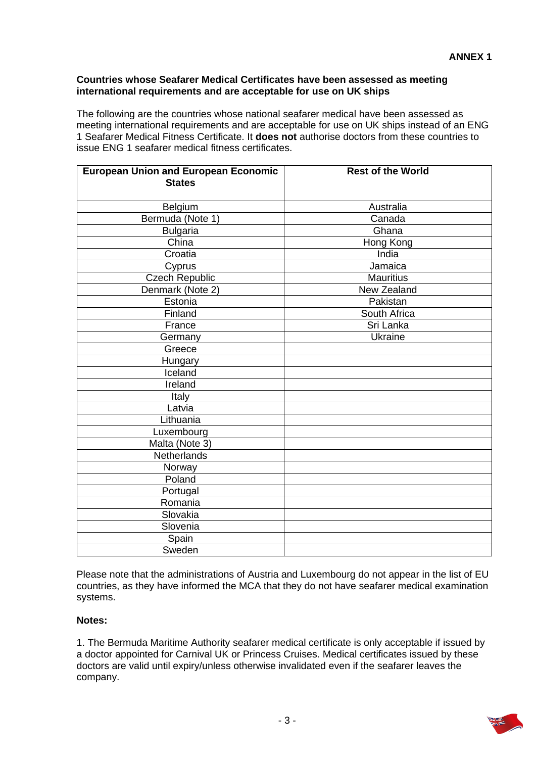**ANNEX 1**

**Countries whose Seafarer Medical Certificates have been assessed as meeting international requirements and are acceptable for use on UK ships**

The following are the countries whose national seafarer medical have been assessed as meeting international requirements and are acceptable for use on UK ships instead of an ENG 1 Seafarer Medical Fitness Certificate. It **does not** authorise doctors from these countries to issue ENG 1 seafarer medical fitness certificates.

| European Union and European Economic States | Rest of the World |
|---|---|
| Belgium | Australia |
| Bermuda (Note 1) | Canada |
| Bulgaria | Ghana |
| China | Hong Kong |
| Croatia | India |
| Cyprus | Jamaica |
| Czech Republic | Mauritius |
| Denmark (Note 2) | New Zealand |
| Estonia | Pakistan |
| Finland | South Africa |
| France | Sri Lanka |
| Germany | Ukraine |
| Greece | |
| Hungary | |
| Iceland | |
| Ireland | |
| Italy | |
| Latvia | |
| Lithuania | |
| Luxembourg | |
| Malta (Note 3) | |
| Netherlands | |
| Norway | |
| Poland | |
| Portugal | |
| Romania | |
| Slovakia | |
| Slovenia | |
| Spain | |
| Sweden | |

Please note that the administrations of Austria and Luxembourg do not appear in the list of EU countries, as they have informed the MCA that they do not have seafarer medical examination systems.

**Notes:**

1. The Bermuda Maritime Authority seafarer medical certificate is only acceptable if issued by a doctor appointed for Carnival UK or Princess Cruises. Medical certificates issued by these doctors are valid until expiry/unless otherwise invalidated even if the seafarer leaves the company.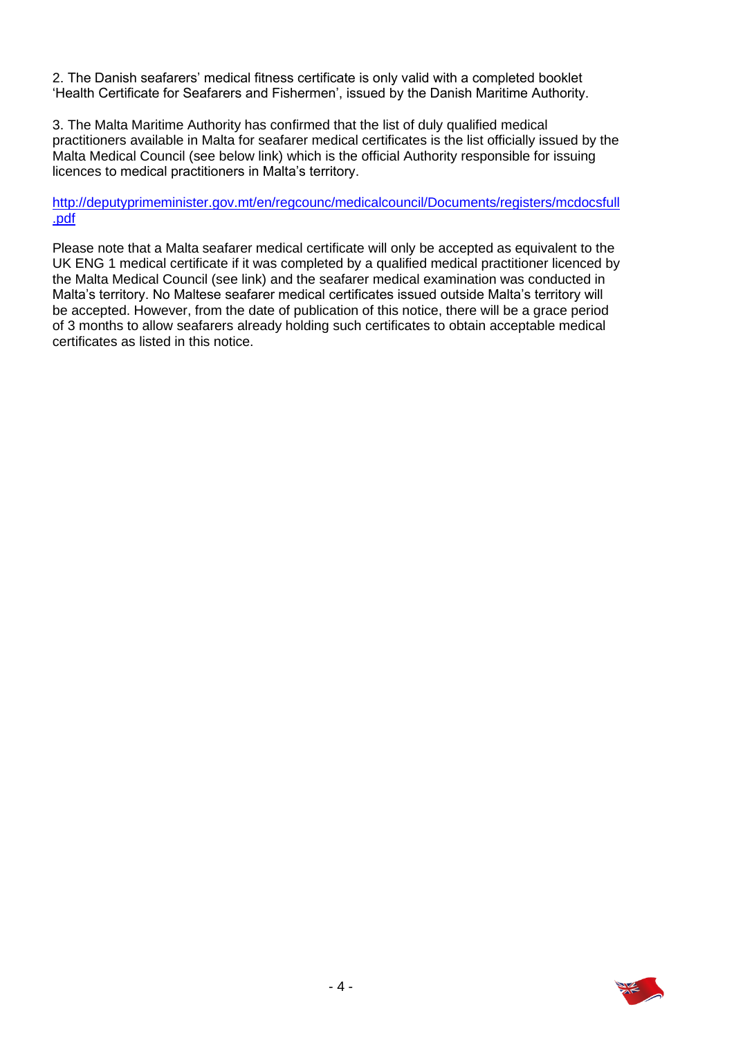2. The Danish seafarers' medical fitness certificate is only valid with a completed booklet 'Health Certificate for Seafarers and Fishermen', issued by the Danish Maritime Authority.

3. The Malta Maritime Authority has confirmed that the list of duly qualified medical practitioners available in Malta for seafarer medical certificates is the list officially issued by the Malta Medical Council (see below link) which is the official Authority responsible for issuing licences to medical practitioners in Malta's territory.

http://deputyprimeminister.gov.mt/en/regcounc/medicalcouncil/Documents/registers/mcdocsfull.pdf

Please note that a Malta seafarer medical certificate will only be accepted as equivalent to the UK ENG 1 medical certificate if it was completed by a qualified medical practitioner licenced by the Malta Medical Council (see link) and the seafarer medical examination was conducted in Malta's territory. No Maltese seafarer medical certificates issued outside Malta's territory will be accepted. However, from the date of publication of this notice, there will be a grace period of 3 months to allow seafarers already holding such certificates to obtain acceptable medical certificates as listed in this notice.